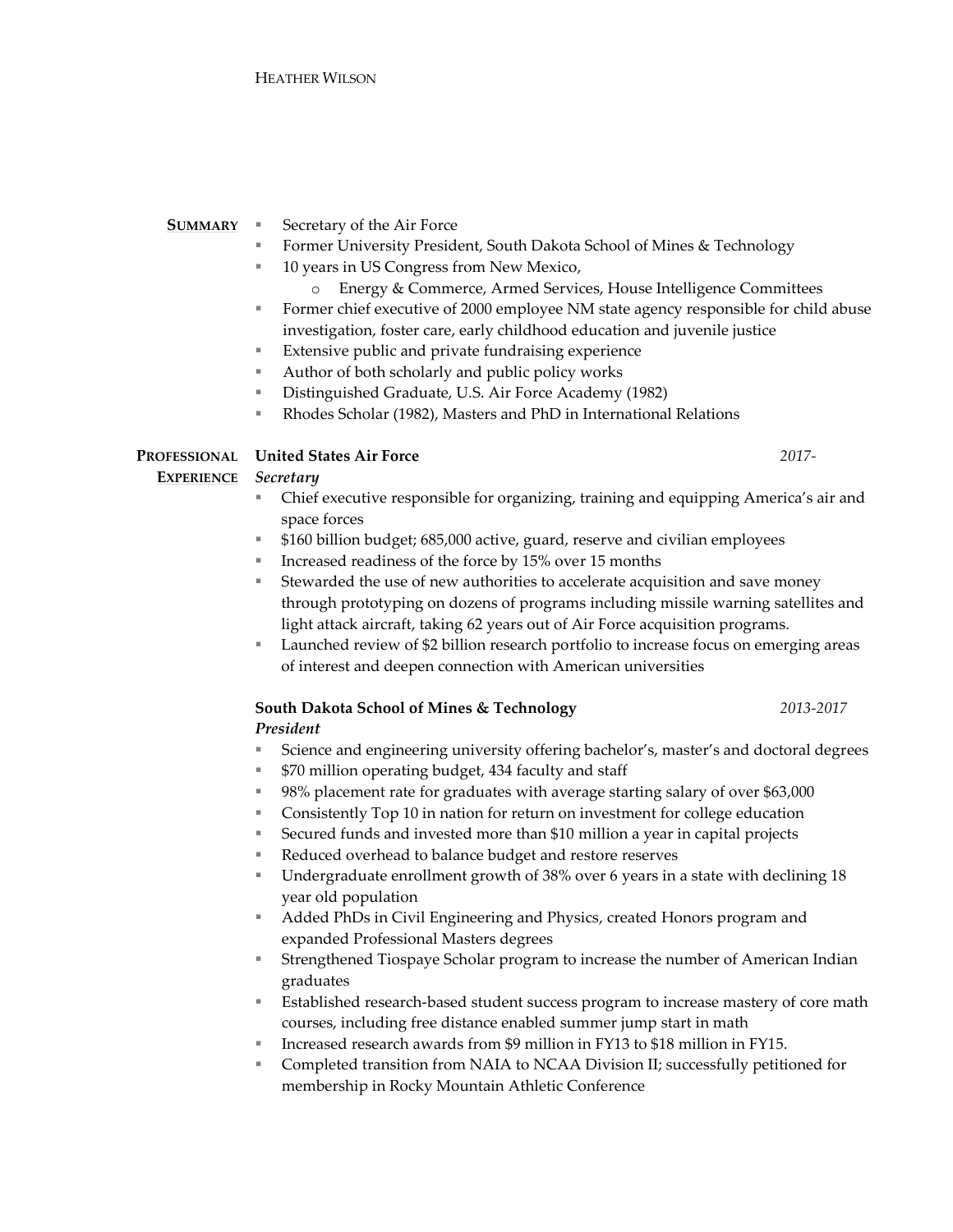# HEATHER WILSON

## SUMMARY

- Secretary of the Air Force
- Former University President, South Dakota School of Mines & Technology
- 10 years in US Congress from New Mexico,
  - Energy & Commerce, Armed Services, House Intelligence Committees
- Former chief executive of 2000 employee NM state agency responsible for child abuse investigation, foster care, early childhood education and juvenile justice
- Extensive public and private fundraising experience
- Author of both scholarly and public policy works
- Distinguished Graduate, U.S. Air Force Academy (1982)
- Rhodes Scholar (1982), Masters and PhD in International Relations

## PROFESSIONAL EXPERIENCE

**United States Air Force** *2017-*

*Secretary*

- Chief executive responsible for organizing, training and equipping America's air and space forces
- $160 billion budget; 685,000 active, guard, reserve and civilian employees
- Increased readiness of the force by 15% over 15 months
- Stewarded the use of new authorities to accelerate acquisition and save money through prototyping on dozens of programs including missile warning satellites and light attack aircraft, taking 62 years out of Air Force acquisition programs.
- Launched review of $2 billion research portfolio to increase focus on emerging areas of interest and deepen connection with American universities

**South Dakota School of Mines & Technology** *2013-2017*

*President*

- Science and engineering university offering bachelor's, master's and doctoral degrees
- $70 million operating budget, 434 faculty and staff
- 98% placement rate for graduates with average starting salary of over $63,000
- Consistently Top 10 in nation for return on investment for college education
- Secured funds and invested more than $10 million a year in capital projects
- Reduced overhead to balance budget and restore reserves
- Undergraduate enrollment growth of 38% over 6 years in a state with declining 18 year old population
- Added PhDs in Civil Engineering and Physics, created Honors program and expanded Professional Masters degrees
- Strengthened Tiospaye Scholar program to increase the number of American Indian graduates
- Established research-based student success program to increase mastery of core math courses, including free distance enabled summer jump start in math
- Increased research awards from $9 million in FY13 to $18 million in FY15.
- Completed transition from NAIA to NCAA Division II; successfully petitioned for membership in Rocky Mountain Athletic Conference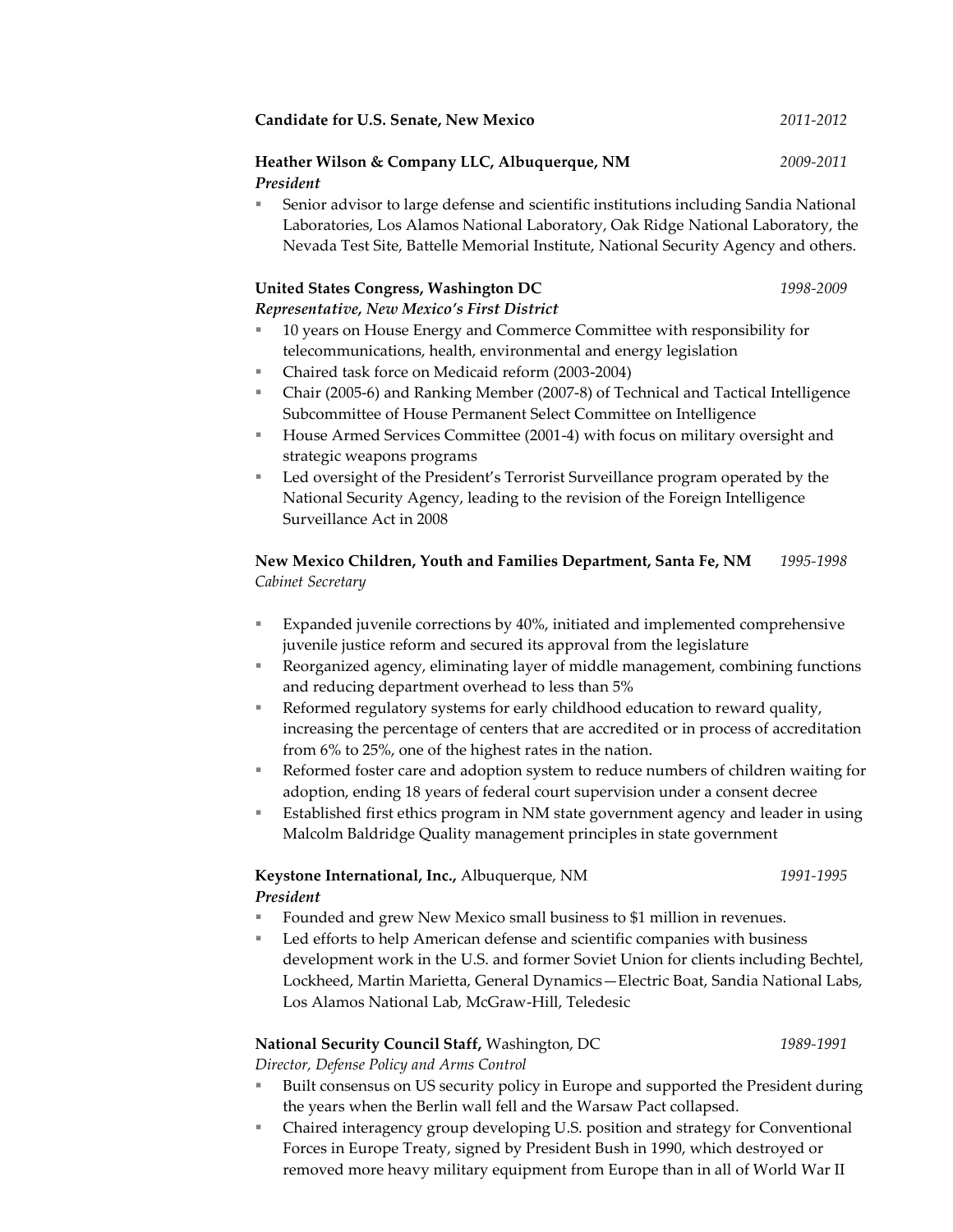**Candidate for U.S. Senate, New Mexico** *2011-2012*

**Heather Wilson & Company LLC, Albuquerque, NM** *2009-2011*
***President***

- Senior advisor to large defense and scientific institutions including Sandia National Laboratories, Los Alamos National Laboratory, Oak Ridge National Laboratory, the Nevada Test Site, Battelle Memorial Institute, National Security Agency and others.

**United States Congress, Washington DC** *1998-2009*
***Representative, New Mexico's First District***

- 10 years on House Energy and Commerce Committee with responsibility for telecommunications, health, environmental and energy legislation
- Chaired task force on Medicaid reform (2003-2004)
- Chair (2005-6) and Ranking Member (2007-8) of Technical and Tactical Intelligence Subcommittee of House Permanent Select Committee on Intelligence
- House Armed Services Committee (2001-4) with focus on military oversight and strategic weapons programs
- Led oversight of the President's Terrorist Surveillance program operated by the National Security Agency, leading to the revision of the Foreign Intelligence Surveillance Act in 2008

**New Mexico Children, Youth and Families Department, Santa Fe, NM** *1995-1998*
*Cabinet Secretary*

- Expanded juvenile corrections by 40%, initiated and implemented comprehensive juvenile justice reform and secured its approval from the legislature
- Reorganized agency, eliminating layer of middle management, combining functions and reducing department overhead to less than 5%
- Reformed regulatory systems for early childhood education to reward quality, increasing the percentage of centers that are accredited or in process of accreditation from 6% to 25%, one of the highest rates in the nation.
- Reformed foster care and adoption system to reduce numbers of children waiting for adoption, ending 18 years of federal court supervision under a consent decree
- Established first ethics program in NM state government agency and leader in using Malcolm Baldridge Quality management principles in state government

**Keystone International, Inc.,** Albuquerque, NM *1991-1995*
***President***

- Founded and grew New Mexico small business to $1 million in revenues.
- Led efforts to help American defense and scientific companies with business development work in the U.S. and former Soviet Union for clients including Bechtel, Lockheed, Martin Marietta, General Dynamics—Electric Boat, Sandia National Labs, Los Alamos National Lab, McGraw-Hill, Teledesic

**National Security Council Staff,** Washington, DC *1989-1991*
*Director, Defense Policy and Arms Control*

- Built consensus on US security policy in Europe and supported the President during the years when the Berlin wall fell and the Warsaw Pact collapsed.
- Chaired interagency group developing U.S. position and strategy for Conventional Forces in Europe Treaty, signed by President Bush in 1990, which destroyed or removed more heavy military equipment from Europe than in all of World War II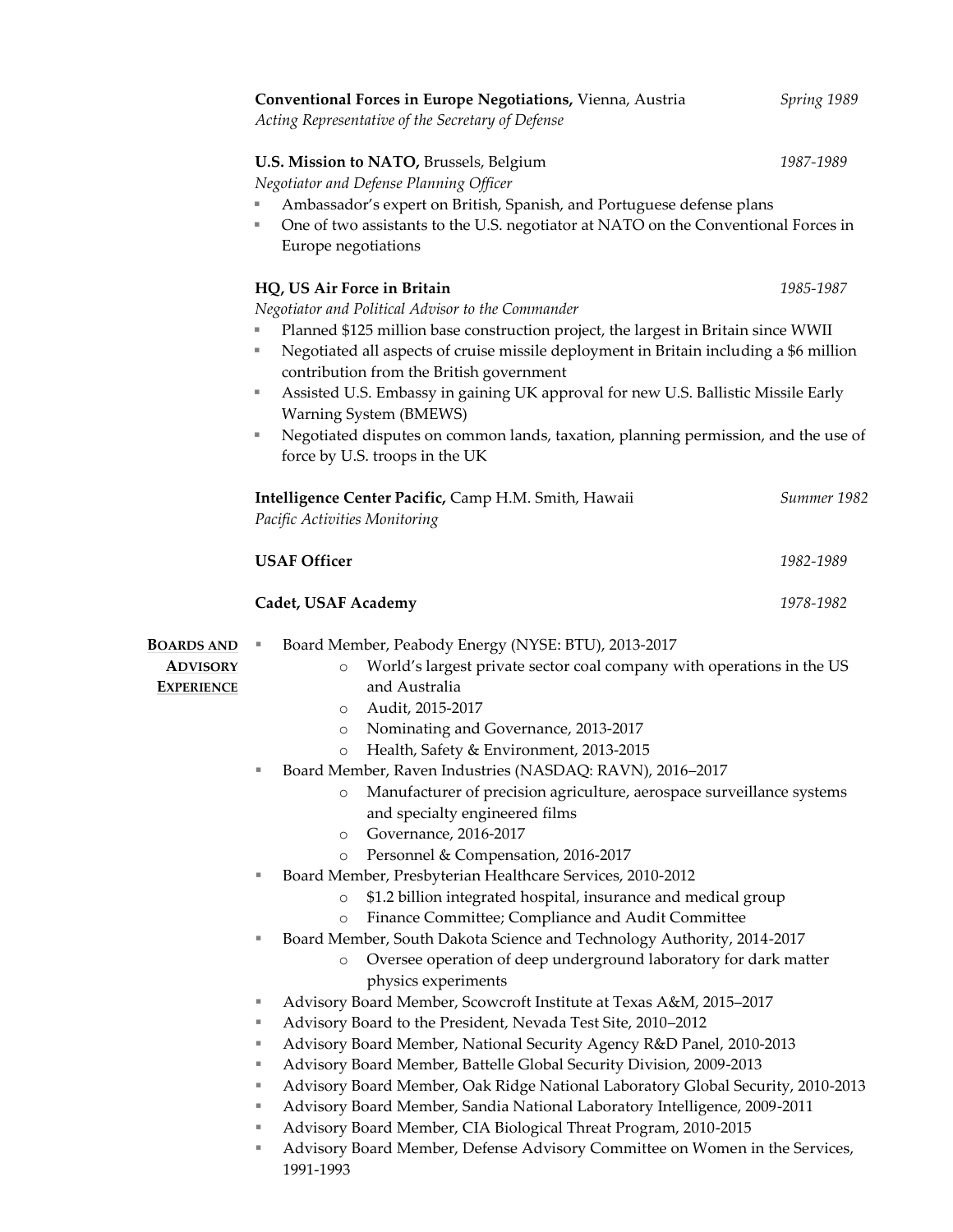**Conventional Forces in Europe Negotiations,** Vienna, Austria *Spring 1989*
*Acting Representative of the Secretary of Defense*

**U.S. Mission to NATO,** Brussels, Belgium *1987-1989*
*Negotiator and Defense Planning Officer*

- Ambassador's expert on British, Spanish, and Portuguese defense plans
- One of two assistants to the U.S. negotiator at NATO on the Conventional Forces in Europe negotiations

**HQ, US Air Force in Britain** *1985-1987*
*Negotiator and Political Advisor to the Commander*

- Planned $125 million base construction project, the largest in Britain since WWII
- Negotiated all aspects of cruise missile deployment in Britain including a $6 million contribution from the British government
- Assisted U.S. Embassy in gaining UK approval for new U.S. Ballistic Missile Early Warning System (BMEWS)
- Negotiated disputes on common lands, taxation, planning permission, and the use of force by U.S. troops in the UK

**Intelligence Center Pacific,** Camp H.M. Smith, Hawaii *Summer 1982*
*Pacific Activities Monitoring*

**USAF Officer** *1982-1989*

**Cadet, USAF Academy** *1978-1982*

## Boards and Advisory Experience

- Board Member, Peabody Energy (NYSE: BTU), 2013-2017
  - World's largest private sector coal company with operations in the US and Australia
  - Audit, 2015-2017
  - Nominating and Governance, 2013-2017
  - Health, Safety & Environment, 2013-2015
- Board Member, Raven Industries (NASDAQ: RAVN), 2016–2017
  - Manufacturer of precision agriculture, aerospace surveillance systems and specialty engineered films
  - Governance, 2016-2017
  - Personnel & Compensation, 2016-2017
- Board Member, Presbyterian Healthcare Services, 2010-2012
  - $1.2 billion integrated hospital, insurance and medical group
  - Finance Committee; Compliance and Audit Committee
- Board Member, South Dakota Science and Technology Authority, 2014-2017
  - Oversee operation of deep underground laboratory for dark matter physics experiments
- Advisory Board Member, Scowcroft Institute at Texas A&M, 2015–2017
- Advisory Board to the President, Nevada Test Site, 2010–2012
- Advisory Board Member, National Security Agency R&D Panel, 2010-2013
- Advisory Board Member, Battelle Global Security Division, 2009-2013
- Advisory Board Member, Oak Ridge National Laboratory Global Security, 2010-2013
- Advisory Board Member, Sandia National Laboratory Intelligence, 2009-2011
- Advisory Board Member, CIA Biological Threat Program, 2010-2015
- Advisory Board Member, Defense Advisory Committee on Women in the Services, 1991-1993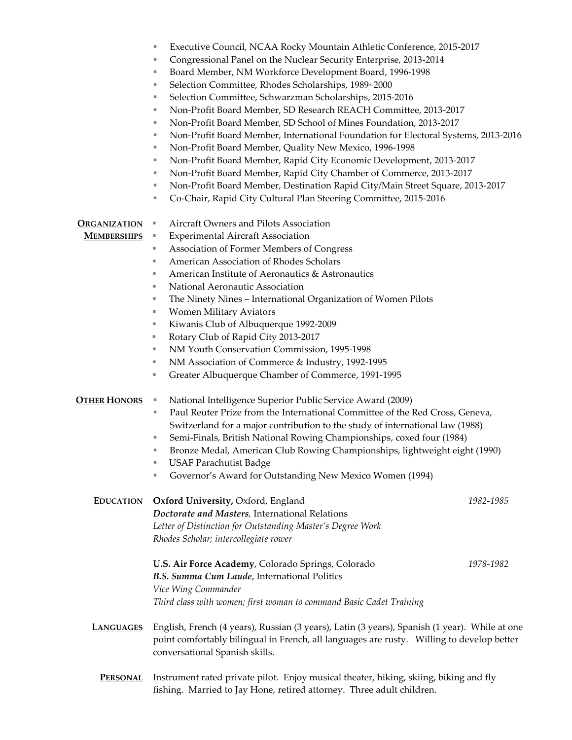- Executive Council, NCAA Rocky Mountain Athletic Conference, 2015-2017
- Congressional Panel on the Nuclear Security Enterprise, 2013-2014
- Board Member, NM Workforce Development Board, 1996-1998
- Selection Committee, Rhodes Scholarships, 1989~2000
- Selection Committee, Schwarzman Scholarships, 2015-2016
- Non-Profit Board Member, SD Research REACH Committee, 2013-2017
- Non-Profit Board Member, SD School of Mines Foundation, 2013-2017
- Non-Profit Board Member, International Foundation for Electoral Systems, 2013-2016
- Non-Profit Board Member, Quality New Mexico, 1996-1998
- Non-Profit Board Member, Rapid City Economic Development, 2013-2017
- Non-Profit Board Member, Rapid City Chamber of Commerce, 2013-2017
- Non-Profit Board Member, Destination Rapid City/Main Street Square, 2013-2017
- Co-Chair, Rapid City Cultural Plan Steering Committee, 2015-2016

## Organization Memberships

- Aircraft Owners and Pilots Association
- Experimental Aircraft Association
- Association of Former Members of Congress
- American Association of Rhodes Scholars
- American Institute of Aeronautics & Astronautics
- National Aeronautic Association
- The Ninety Nines – International Organization of Women Pilots
- Women Military Aviators
- Kiwanis Club of Albuquerque 1992-2009
- Rotary Club of Rapid City 2013-2017
- NM Youth Conservation Commission, 1995-1998
- NM Association of Commerce & Industry, 1992-1995
- Greater Albuquerque Chamber of Commerce, 1991-1995

## Other Honors

- National Intelligence Superior Public Service Award (2009)
- Paul Reuter Prize from the International Committee of the Red Cross, Geneva, Switzerland for a major contribution to the study of international law (1988)
- Semi-Finals, British National Rowing Championships, coxed four (1984)
- Bronze Medal, American Club Rowing Championships, lightweight eight (1990)
- USAF Parachutist Badge
- Governor's Award for Outstanding New Mexico Women (1994)

## Education

**Oxford University,** Oxford, England — *1982-1985*
***Doctorate and Masters***, International Relations
*Letter of Distinction for Outstanding Master's Degree Work*
*Rhodes Scholar; intercollegiate rower*

**U.S. Air Force Academy**, Colorado Springs, Colorado — *1978-1982*
***B.S. Summa Cum Laude***, International Politics
*Vice Wing Commander*
*Third class with women; first woman to command Basic Cadet Training*

## Languages

English, French (4 years), Russian (3 years), Latin (3 years), Spanish (1 year). While at one point comfortably bilingual in French, all languages are rusty. Willing to develop better conversational Spanish skills.

## Personal

Instrument rated private pilot. Enjoy musical theater, hiking, skiing, biking and fly fishing. Married to Jay Hone, retired attorney. Three adult children.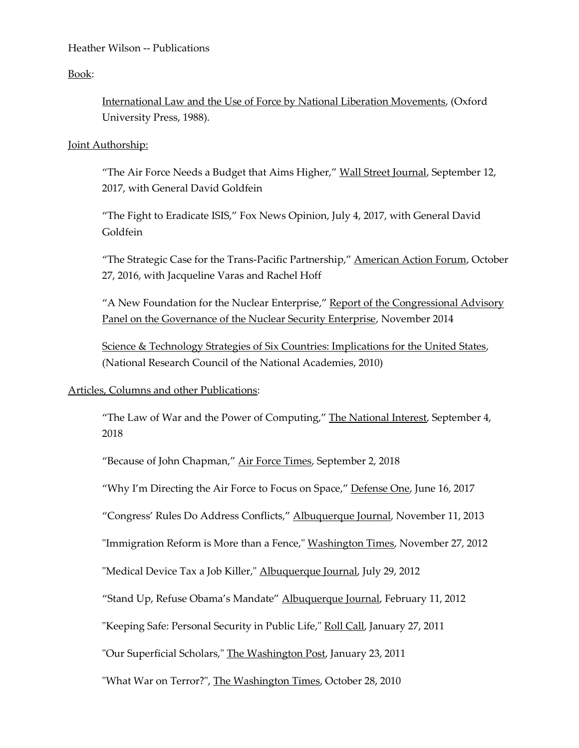Heather Wilson -- Publications

Book:

International Law and the Use of Force by National Liberation Movements, (Oxford University Press, 1988).

Joint Authorship:

"The Air Force Needs a Budget that Aims Higher," Wall Street Journal, September 12, 2017, with General David Goldfein

"The Fight to Eradicate ISIS," Fox News Opinion, July 4, 2017, with General David Goldfein

"The Strategic Case for the Trans-Pacific Partnership," American Action Forum, October 27, 2016, with Jacqueline Varas and Rachel Hoff

"A New Foundation for the Nuclear Enterprise," Report of the Congressional Advisory Panel on the Governance of the Nuclear Security Enterprise, November 2014

Science & Technology Strategies of Six Countries: Implications for the United States, (National Research Council of the National Academies, 2010)

Articles, Columns and other Publications:

"The Law of War and the Power of Computing," The National Interest, September 4, 2018

"Because of John Chapman," Air Force Times, September 2, 2018

"Why I'm Directing the Air Force to Focus on Space," Defense One, June 16, 2017

"Congress' Rules Do Address Conflicts," Albuquerque Journal, November 11, 2013

"Immigration Reform is More than a Fence," Washington Times, November 27, 2012

"Medical Device Tax a Job Killer," Albuquerque Journal, July 29, 2012

"Stand Up, Refuse Obama's Mandate" Albuquerque Journal, February 11, 2012

"Keeping Safe: Personal Security in Public Life," Roll Call, January 27, 2011

"Our Superficial Scholars," The Washington Post, January 23, 2011

"What War on Terror?", The Washington Times, October 28, 2010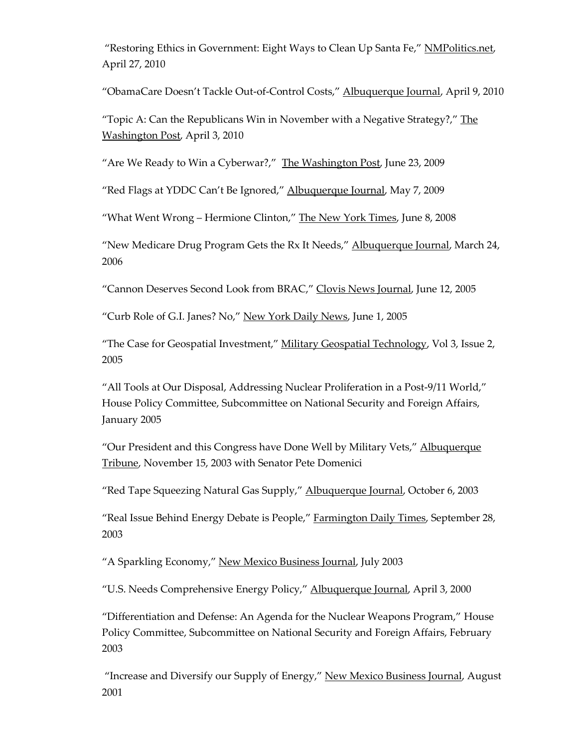"Restoring Ethics in Government: Eight Ways to Clean Up Santa Fe," NMPolitics.net, April 27, 2010

"ObamaCare Doesn't Tackle Out-of-Control Costs," Albuquerque Journal, April 9, 2010

"Topic A: Can the Republicans Win in November with a Negative Strategy?," The Washington Post, April 3, 2010

"Are We Ready to Win a Cyberwar?," The Washington Post, June 23, 2009

"Red Flags at YDDC Can't Be Ignored," Albuquerque Journal, May 7, 2009

"What Went Wrong – Hermione Clinton," The New York Times, June 8, 2008

"New Medicare Drug Program Gets the Rx It Needs," Albuquerque Journal, March 24, 2006

"Cannon Deserves Second Look from BRAC," Clovis News Journal, June 12, 2005

"Curb Role of G.I. Janes? No," New York Daily News, June 1, 2005

"The Case for Geospatial Investment," Military Geospatial Technology, Vol 3, Issue 2, 2005

"All Tools at Our Disposal, Addressing Nuclear Proliferation in a Post-9/11 World," House Policy Committee, Subcommittee on National Security and Foreign Affairs, January 2005

"Our President and this Congress have Done Well by Military Vets," Albuquerque Tribune, November 15, 2003 with Senator Pete Domenici

"Red Tape Squeezing Natural Gas Supply," Albuquerque Journal, October 6, 2003

"Real Issue Behind Energy Debate is People," Farmington Daily Times, September 28, 2003

"A Sparkling Economy," New Mexico Business Journal, July 2003

"U.S. Needs Comprehensive Energy Policy," Albuquerque Journal, April 3, 2000

"Differentiation and Defense: An Agenda for the Nuclear Weapons Program," House Policy Committee, Subcommittee on National Security and Foreign Affairs, February 2003

"Increase and Diversify our Supply of Energy," New Mexico Business Journal, August 2001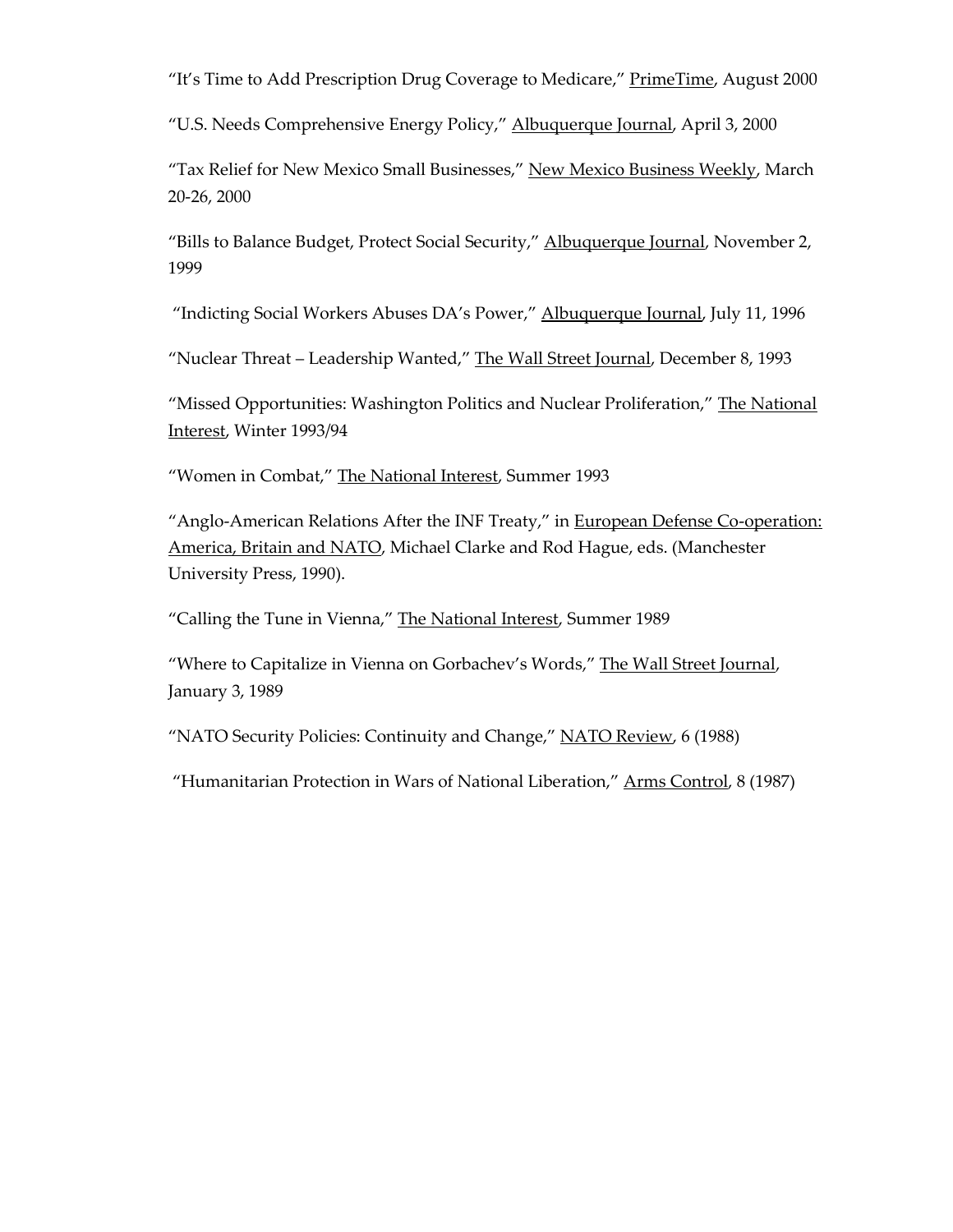"It's Time to Add Prescription Drug Coverage to Medicare," PrimeTime, August 2000

"U.S. Needs Comprehensive Energy Policy," Albuquerque Journal, April 3, 2000

"Tax Relief for New Mexico Small Businesses," New Mexico Business Weekly, March 20-26, 2000

"Bills to Balance Budget, Protect Social Security," Albuquerque Journal, November 2, 1999

"Indicting Social Workers Abuses DA's Power," Albuquerque Journal, July 11, 1996

"Nuclear Threat – Leadership Wanted," The Wall Street Journal, December 8, 1993

"Missed Opportunities: Washington Politics and Nuclear Proliferation," The National Interest, Winter 1993/94

"Women in Combat," The National Interest, Summer 1993

"Anglo-American Relations After the INF Treaty," in European Defense Co-operation: America, Britain and NATO, Michael Clarke and Rod Hague, eds. (Manchester University Press, 1990).

"Calling the Tune in Vienna," The National Interest, Summer 1989

"Where to Capitalize in Vienna on Gorbachev's Words," The Wall Street Journal, January 3, 1989

"NATO Security Policies: Continuity and Change," NATO Review, 6 (1988)

"Humanitarian Protection in Wars of National Liberation," Arms Control, 8 (1987)